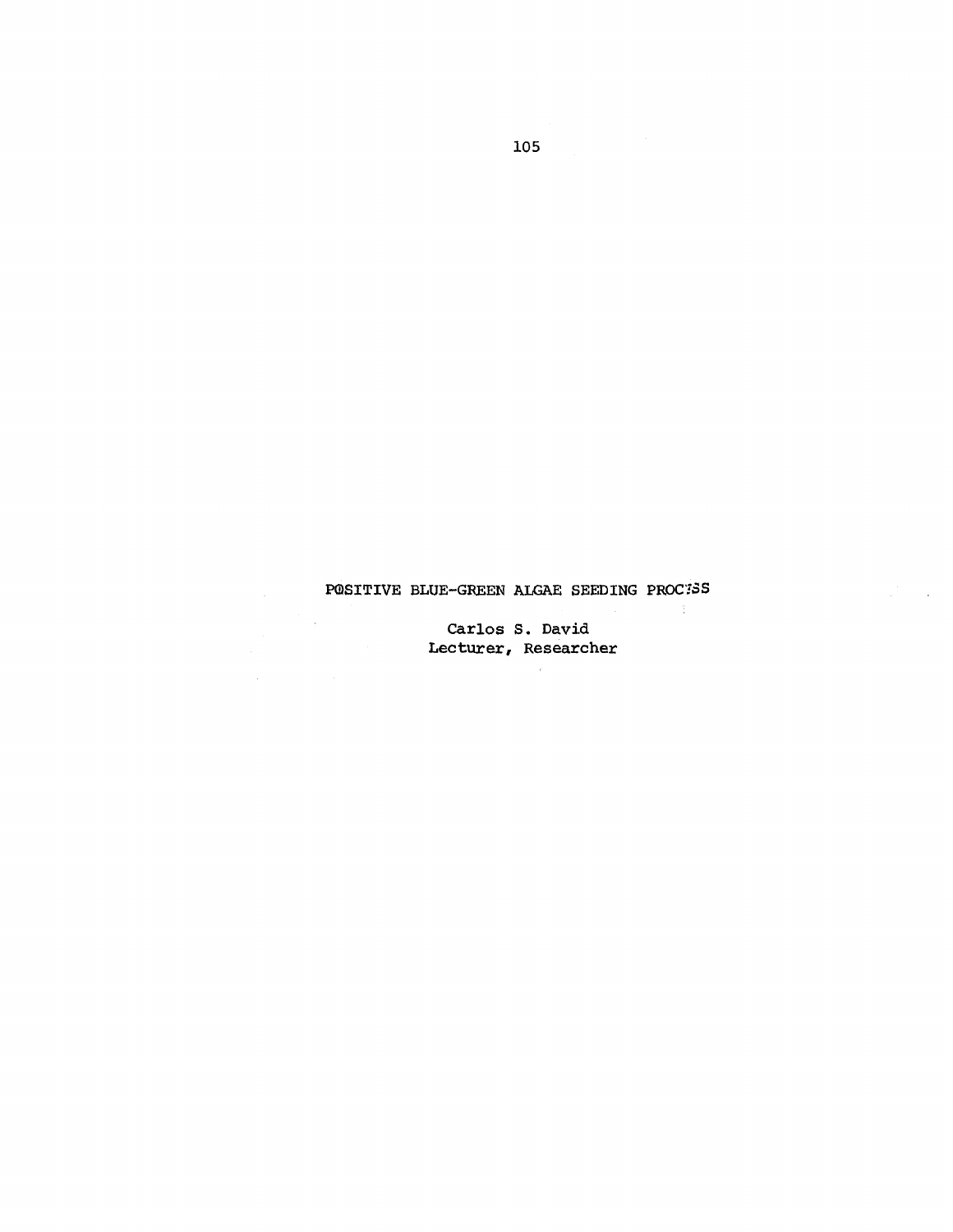# POSITIVE BLUE-GREEN ALGAE SEEDING PROCESS

Carlos S. David
Lecturer, Researcher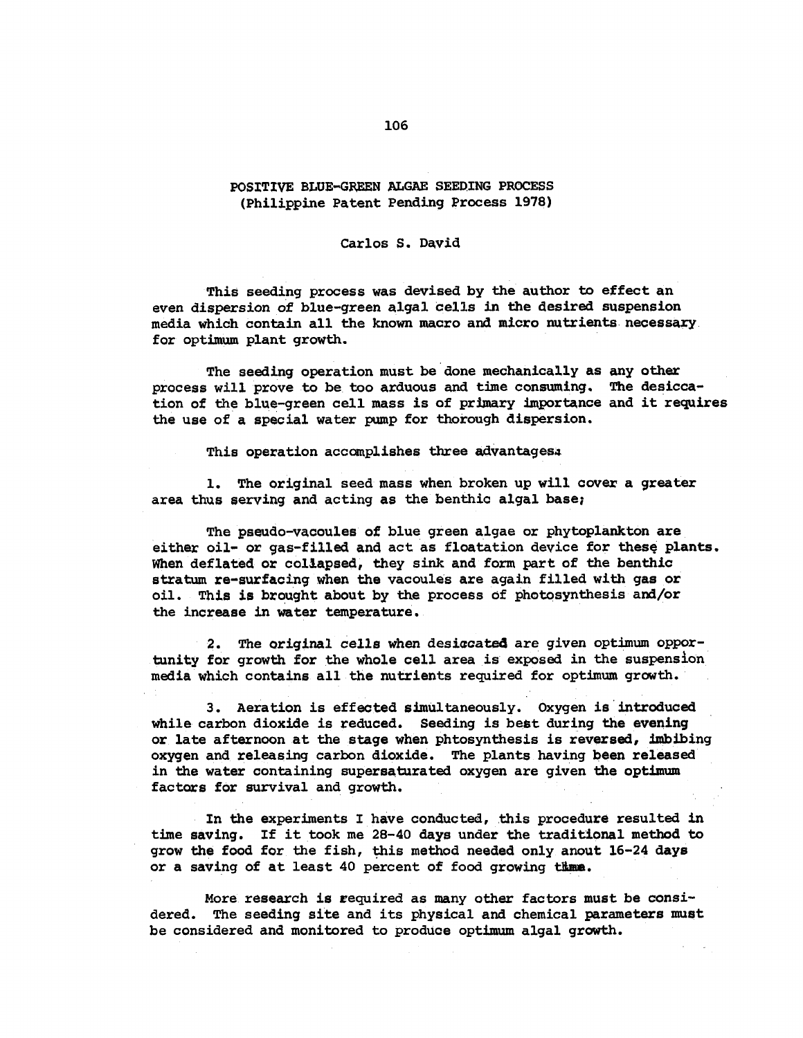# POSITIVE BLUE-GREEN ALGAE SEEDING PROCESS
## (Philippine Patent Pending Process 1978)

Carlos S. David

This seeding process was devised by the author to effect an even dispersion of blue-green algal cells in the desired suspension media which contain all the known macro and micro nutrients necessary for optimum plant growth.

The seeding operation must be done mechanically as any other process will prove to be too arduous and time consuming. The desiccation of the blue-green cell mass is of primary importance and it requires the use of a special water pump for thorough dispersion.

This operation accomplishes three advantages:

1. The original seed mass when broken up will cover a greater area thus serving and acting as the benthic algal base;

The pseudo-vacoules of blue green algae or phytoplankton are either oil- or gas-filled and act as floatation device for these plants. When deflated or collapsed, they sink and form part of the benthic stratum re-surfacing when the vacoules are again filled with gas or oil. This is brought about by the process of photosynthesis and/or the increase in water temperature.

2. The original cells when desiccated are given optimum opportunity for growth for the whole cell area is exposed in the suspension media which contains all the nutrients required for optimum growth.

3. Aeration is effected simultaneously. Oxygen is introduced while carbon dioxide is reduced. Seeding is best during the evening or late afternoon at the stage when phtosynthesis is reversed, imbibing oxygen and releasing carbon dioxide. The plants having been released in the water containing supersaturated oxygen are given the optimum factors for survival and growth.

In the experiments I have conducted, this procedure resulted in time saving. If it took me 28-40 days under the traditional method to grow the food for the fish, this method needed only anout 16-24 days or a saving of at least 40 percent of food growing time.

More research is required as many other factors must be considered. The seeding site and its physical and chemical parameters must be considered and monitored to produce optimum algal growth.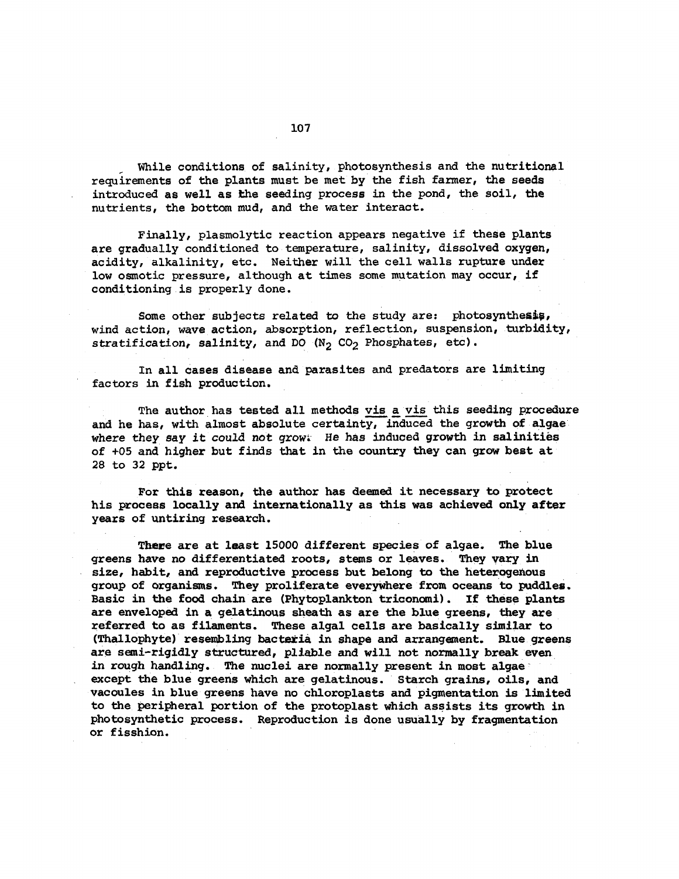While conditions of salinity, photosynthesis and the nutritional requirements of the plants must be met by the fish farmer, the seeds introduced as well as the seeding process in the pond, the soil, the nutrients, the bottom mud, and the water interact.

Finally, plasmolytic reaction appears negative if these plants are gradually conditioned to temperature, salinity, dissolved oxygen, acidity, alkalinity, etc. Neither will the cell walls rupture under low osmotic pressure, although at times some mutation may occur, if conditioning is properly done.

Some other subjects related to the study are: photosynthesis, wind action, wave action, absorption, reflection, suspension, turbidity, stratification, salinity, and DO ($N_2$ $CO_2$ Phosphates, etc).

In all cases disease and parasites and predators are limiting factors in fish production.

The author has tested all methods vis a vis this seeding procedure and he has, with almost absolute certainty, induced the growth of algae where they say it could not grow. He has induced growth in salinities of +05 and higher but finds that in the country they can grow best at 28 to 32 ppt.

For this reason, the author has deemed it necessary to protect his process locally and internationally as this was achieved only after years of untiring research.

There are at least 15000 different species of algae. The blue greens have no differentiated roots, stems or leaves. They vary in size, habit, and reproductive process but belong to the heterogenous group of organisms. They proliferate everywhere from oceans to puddles. Basic in the food chain are (Phytoplankton triconomi). If these plants are enveloped in a gelatinous sheath as are the blue greens, they are referred to as filaments. These algal cells are basically similar to (Thallophyte) resembling bacteria in shape and arrangement. Blue greens are semi-rigidly structured, pliable and will not normally break even in rough handling. The nuclei are normally present in most algae except the blue greens which are gelatinous. Starch grains, oils, and vacoules in blue greens have no chloroplasts and pigmentation is limited to the peripheral portion of the protoplast which assists its growth in photosynthetic process. Reproduction is done usually by fragmentation or fisshion.